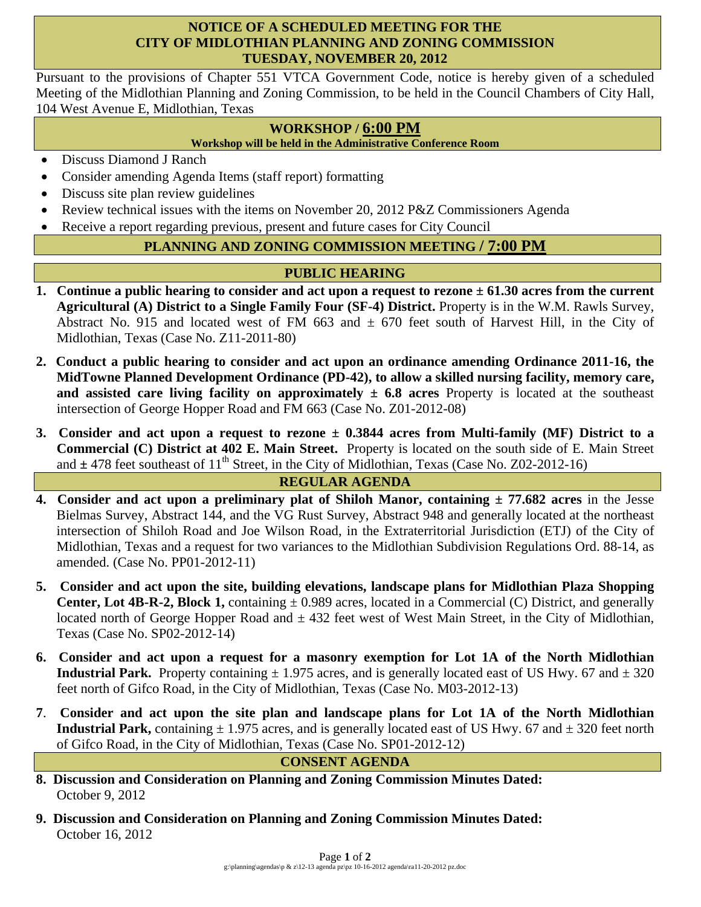# NOTICE OF A SCHEDULED MEETING FOR THE CITY OF MIDLOTHIAN PLANNING AND ZONING COMMISSION TUESDAY, NOVEMBER 20, 2012

Pursuant to the provisions of Chapter 551 VTCA Government Code, notice is hereby given of a scheduled Meeting of the Midlothian Planning and Zoning Commission, to be held in the Council Chambers of City Hall, 104 West Avenue E, Midlothian, Texas

## WORKSHOP / 6:00 PM

**Workshop will be held in the Administrative Conference Room**

- Discuss Diamond J Ranch
- Consider amending Agenda Items (staff report) formatting
- Discuss site plan review guidelines
- Review technical issues with the items on November 20, 2012 P&Z Commissioners Agenda
- Receive a report regarding previous, present and future cases for City Council

## PLANNING AND ZONING COMMISSION MEETING / 7:00 PM

## PUBLIC HEARING

1. **Continue a public hearing to consider and act upon a request to rezone ± 61.30 acres from the current Agricultural (A) District to a Single Family Four (SF-4) District.** Property is in the W.M. Rawls Survey, Abstract No. 915 and located west of FM 663 and ± 670 feet south of Harvest Hill, in the City of Midlothian, Texas (Case No. Z11-2011-80)

2. **Conduct a public hearing to consider and act upon an ordinance amending Ordinance 2011-16, the MidTowne Planned Development Ordinance (PD-42), to allow a skilled nursing facility, memory care, and assisted care living facility on approximately ± 6.8 acres** Property is located at the southeast intersection of George Hopper Road and FM 663 (Case No. Z01-2012-08)

3. **Consider and act upon a request to rezone ± 0.3844 acres from Multi-family (MF) District to a Commercial (C) District at 402 E. Main Street.** Property is located on the south side of E. Main Street and ± 478 feet southeast of 11th Street, in the City of Midlothian, Texas (Case No. Z02-2012-16)

## REGULAR AGENDA

4. **Consider and act upon a preliminary plat of Shiloh Manor, containing ± 77.682 acres** in the Jesse Bielmas Survey, Abstract 144, and the VG Rust Survey, Abstract 948 and generally located at the northeast intersection of Shiloh Road and Joe Wilson Road, in the Extraterritorial Jurisdiction (ETJ) of the City of Midlothian, Texas and a request for two variances to the Midlothian Subdivision Regulations Ord. 88-14, as amended. (Case No. PP01-2012-11)

5. **Consider and act upon the site, building elevations, landscape plans for Midlothian Plaza Shopping Center, Lot 4B-R-2, Block 1,** containing ± 0.989 acres, located in a Commercial (C) District, and generally located north of George Hopper Road and ± 432 feet west of West Main Street, in the City of Midlothian, Texas (Case No. SP02-2012-14)

6. **Consider and act upon a request for a masonry exemption for Lot 1A of the North Midlothian Industrial Park.** Property containing ± 1.975 acres, and is generally located east of US Hwy. 67 and ± 320 feet north of Gifco Road, in the City of Midlothian, Texas (Case No. M03-2012-13)

7. **Consider and act upon the site plan and landscape plans for Lot 1A of the North Midlothian Industrial Park,** containing ± 1.975 acres, and is generally located east of US Hwy. 67 and ± 320 feet north of Gifco Road, in the City of Midlothian, Texas (Case No. SP01-2012-12)

## CONSENT AGENDA

8. **Discussion and Consideration on Planning and Zoning Commission Minutes Dated:** October 9, 2012

9. **Discussion and Consideration on Planning and Zoning Commission Minutes Dated:** October 16, 2012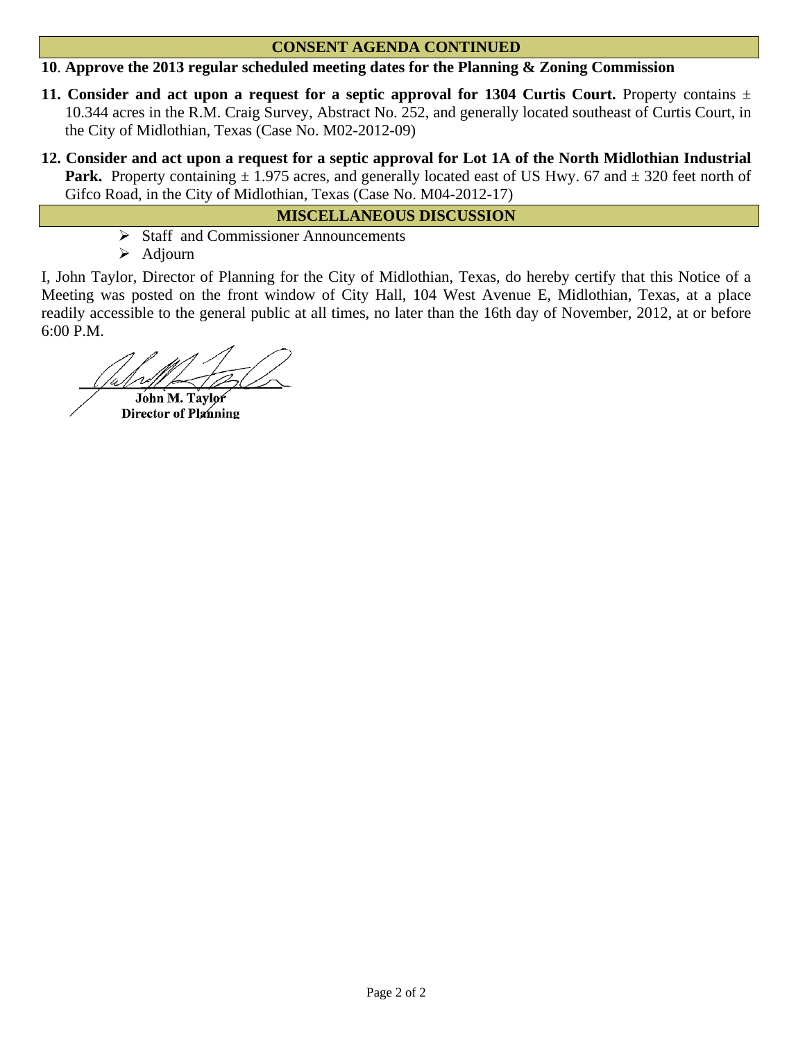## CONSENT AGENDA CONTINUED

**10**. **Approve the 2013 regular scheduled meeting dates for the Planning & Zoning Commission**

**11. Consider and act upon a request for a septic approval for 1304 Curtis Court.** Property contains ± 10.344 acres in the R.M. Craig Survey, Abstract No. 252, and generally located southeast of Curtis Court, in the City of Midlothian, Texas (Case No. M02-2012-09)

**12. Consider and act upon a request for a septic approval for Lot 1A of the North Midlothian Industrial Park.** Property containing ± 1.975 acres, and generally located east of US Hwy. 67 and ± 320 feet north of Gifco Road, in the City of Midlothian, Texas (Case No. M04-2012-17)

## MISCELLANEOUS DISCUSSION

- Staff and Commissioner Announcements
- Adjourn

I, John Taylor, Director of Planning for the City of Midlothian, Texas, do hereby certify that this Notice of a Meeting was posted on the front window of City Hall, 104 West Avenue E, Midlothian, Texas, at a place readily accessible to the general public at all times, no later than the 16th day of November, 2012, at or before 6:00 P.M.

**John M. Taylor**
**Director of Planning**